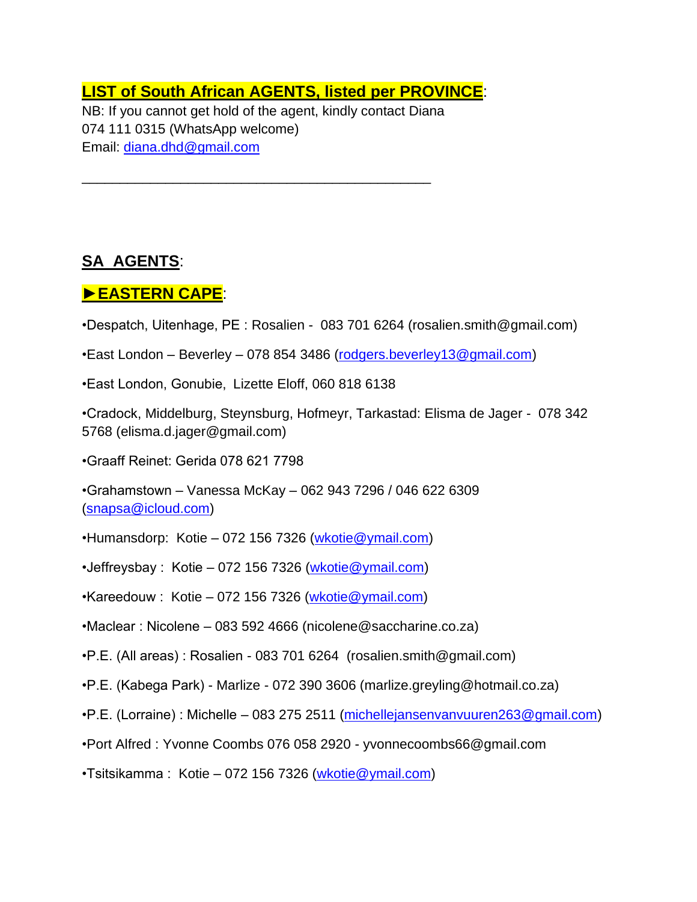**LIST of South African AGENTS, listed per PROVINCE**:

NB: If you cannot get hold of the agent, kindly contact Diana
074 111 0315 (WhatsApp welcome)
Email: diana.dhd@gmail.com

---

## SA AGENTS:

### ►EASTERN CAPE:

•Despatch, Uitenhage, PE : Rosalien - 083 701 6264 (rosalien.smith@gmail.com)

•East London – Beverley – 078 854 3486 (rodgers.beverley13@gmail.com)

•East London, Gonubie, Lizette Eloff, 060 818 6138

•Cradock, Middelburg, Steynsburg, Hofmeyr, Tarkastad: Elisma de Jager - 078 342 5768 (elisma.d.jager@gmail.com)

•Graaff Reinet: Gerida 078 621 7798

•Grahamstown – Vanessa McKay – 062 943 7296 / 046 622 6309 (snapsa@icloud.com)

•Humansdorp: Kotie – 072 156 7326 (wkotie@ymail.com)

•Jeffreysbay : Kotie – 072 156 7326 (wkotie@ymail.com)

•Kareedouw : Kotie – 072 156 7326 (wkotie@ymail.com)

•Maclear : Nicolene – 083 592 4666 (nicolene@saccharine.co.za)

•P.E. (All areas) : Rosalien - 083 701 6264 (rosalien.smith@gmail.com)

•P.E. (Kabega Park) - Marlize - 072 390 3606 (marlize.greyling@hotmail.co.za)

•P.E. (Lorraine) : Michelle – 083 275 2511 (michellejansenvanvuuren263@gmail.com)

•Port Alfred : Yvonne Coombs 076 058 2920 - yvonnecoombs66@gmail.com

•Tsitsikamma : Kotie – 072 156 7326 (wkotie@ymail.com)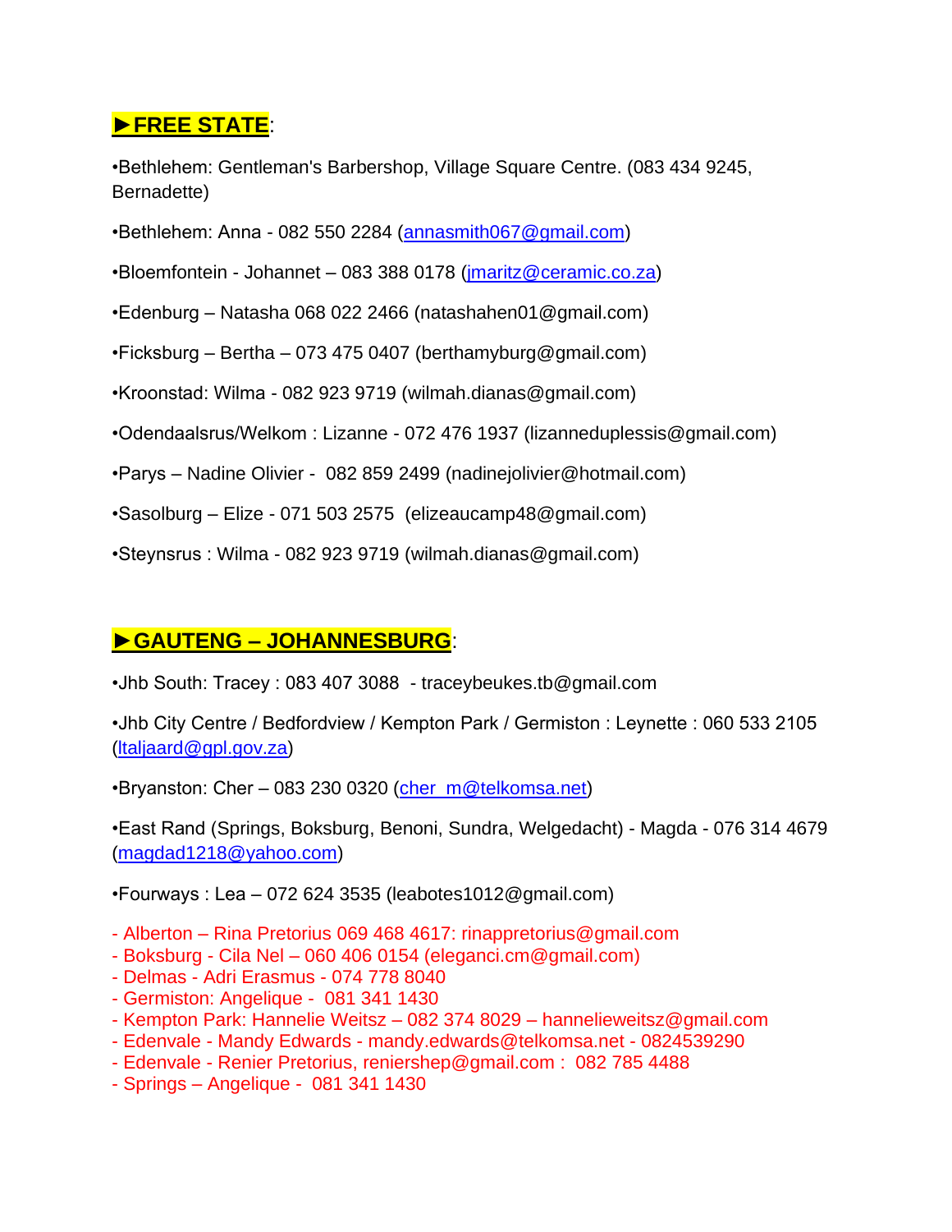## ►FREE STATE:

•Bethlehem: Gentleman's Barbershop, Village Square Centre. (083 434 9245, Bernadette)

•Bethlehem: Anna - 082 550 2284 (annasmith067@gmail.com)

•Bloemfontein - Johannet – 083 388 0178 (jmaritz@ceramic.co.za)

•Edenburg – Natasha 068 022 2466 (natashahen01@gmail.com)

•Ficksburg – Bertha – 073 475 0407 (berthamyburg@gmail.com)

•Kroonstad: Wilma - 082 923 9719 (wilmah.dianas@gmail.com)

•Odendaalsrus/Welkom : Lizanne - 072 476 1937 (lizanneduplessis@gmail.com)

•Parys – Nadine Olivier - 082 859 2499 (nadinejolivier@hotmail.com)

•Sasolburg – Elize - 071 503 2575 (elizeaucamp48@gmail.com)

•Steynsrus : Wilma - 082 923 9719 (wilmah.dianas@gmail.com)

## ►GAUTENG – JOHANNESBURG:

•Jhb South: Tracey : 083 407 3088 - traceybeukes.tb@gmail.com

•Jhb City Centre / Bedfordview / Kempton Park / Germiston : Leynette : 060 533 2105 (ltaljaard@gpl.gov.za)

•Bryanston: Cher – 083 230 0320 (cher_m@telkomsa.net)

•East Rand (Springs, Boksburg, Benoni, Sundra, Welgedacht) - Magda - 076 314 4679 (magdad1218@yahoo.com)

•Fourways : Lea – 072 624 3535 (leabotes1012@gmail.com)

- Alberton – Rina Pretorius 069 468 4617: rinappretorius@gmail.com
- Boksburg - Cila Nel – 060 406 0154 (eleganci.cm@gmail.com)
- Delmas - Adri Erasmus - 074 778 8040
- Germiston: Angelique - 081 341 1430
- Kempton Park: Hannelie Weitsz – 082 374 8029 – hannelieweitsz@gmail.com
- Edenvale - Mandy Edwards - mandy.edwards@telkomsa.net - 0824539290
- Edenvale - Renier Pretorius, reniershep@gmail.com : 082 785 4488
- Springs – Angelique - 081 341 1430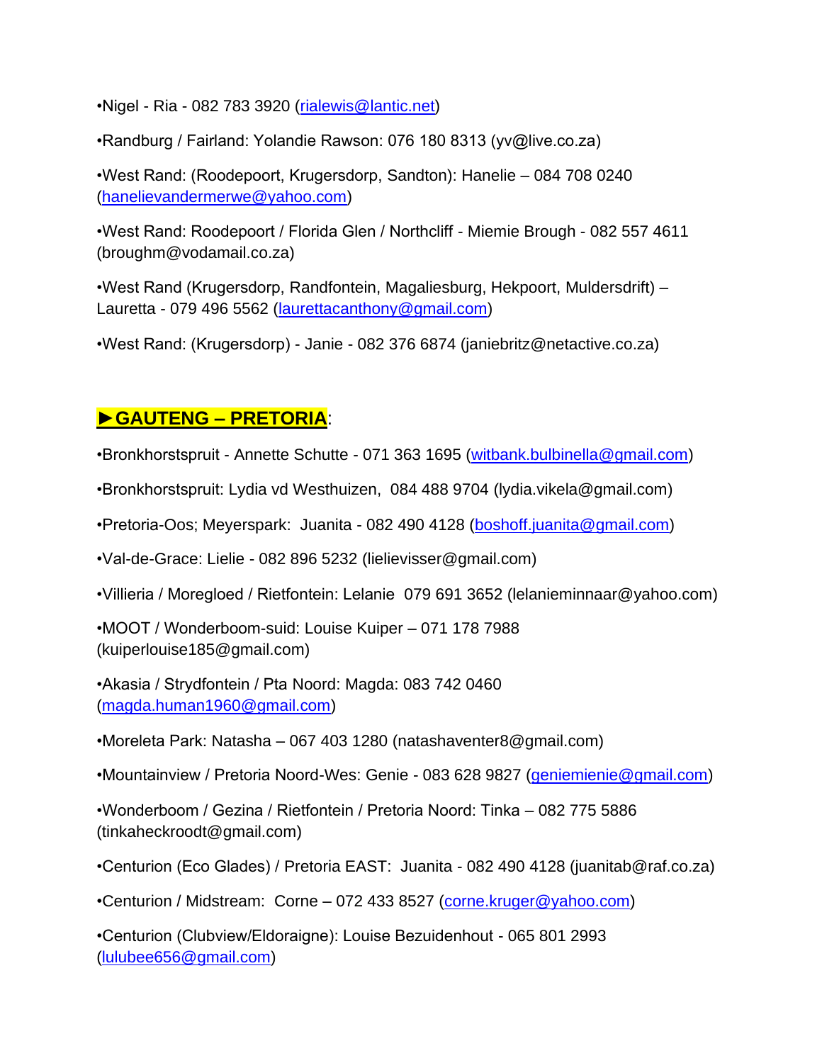•Nigel - Ria - 082 783 3920 (rialewis@lantic.net)

•Randburg / Fairland: Yolandie Rawson: 076 180 8313 (yv@live.co.za)

•West Rand: (Roodepoort, Krugersdorp, Sandton): Hanelie – 084 708 0240 (hanelievandermerwe@yahoo.com)

•West Rand: Roodepoort / Florida Glen / Northcliff - Miemie Brough - 082 557 4611 (broughm@vodamail.co.za)

•West Rand (Krugersdorp, Randfontein, Magaliesburg, Hekpoort, Muldersdrift) – Lauretta - 079 496 5562 (laurettacanthony@gmail.com)

•West Rand: (Krugersdorp) - Janie - 082 376 6874 (janiebritz@netactive.co.za)

## ►GAUTENG – PRETORIA:

•Bronkhorstspruit - Annette Schutte - 071 363 1695 (witbank.bulbinella@gmail.com)

•Bronkhorstspruit: Lydia vd Westhuizen, 084 488 9704 (lydia.vikela@gmail.com)

•Pretoria-Oos; Meyerspark: Juanita - 082 490 4128 (boshoff.juanita@gmail.com)

•Val-de-Grace: Lielie - 082 896 5232 (lielievisser@gmail.com)

•Villieria / Moregloed / Rietfontein: Lelanie 079 691 3652 (lelanieminnaar@yahoo.com)

•MOOT / Wonderboom-suid: Louise Kuiper – 071 178 7988 (kuiperlouise185@gmail.com)

•Akasia / Strydfontein / Pta Noord: Magda: 083 742 0460 (magda.human1960@gmail.com)

•Moreleta Park: Natasha – 067 403 1280 (natashaventer8@gmail.com)

•Mountainview / Pretoria Noord-Wes: Genie - 083 628 9827 (geniemienie@gmail.com)

•Wonderboom / Gezina / Rietfontein / Pretoria Noord: Tinka – 082 775 5886 (tinkaheckroodt@gmail.com)

•Centurion (Eco Glades) / Pretoria EAST: Juanita - 082 490 4128 (juanitab@raf.co.za)

•Centurion / Midstream: Corne – 072 433 8527 (corne.kruger@yahoo.com)

•Centurion (Clubview/Eldoraigne): Louise Bezuidenhout - 065 801 2993 (lulubee656@gmail.com)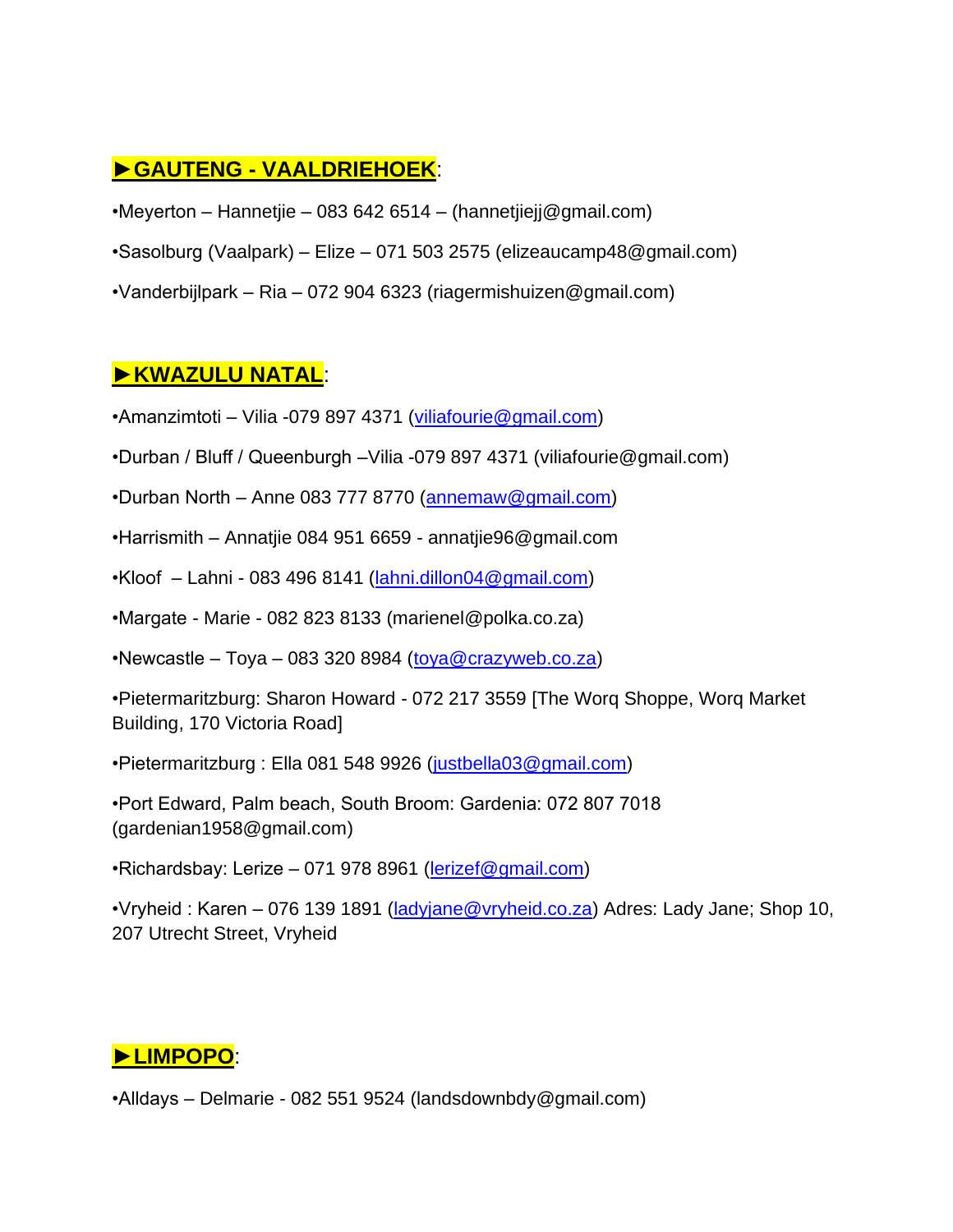## ►GAUTENG - VAALDRIEHOEK:

•Meyerton – Hannetjie – 083 642 6514 – (hannetjiejj@gmail.com)

•Sasolburg (Vaalpark) – Elize – 071 503 2575 (elizeaucamp48@gmail.com)

•Vanderbijlpark – Ria – 072 904 6323 (riagermishuizen@gmail.com)

## ►KWAZULU NATAL:

•Amanzimtoti – Vilia -079 897 4371 (viliafourie@gmail.com)

•Durban / Bluff / Queenburgh –Vilia -079 897 4371 (viliafourie@gmail.com)

•Durban North – Anne 083 777 8770 (annemaw@gmail.com)

•Harrismith – Annatjie 084 951 6659 - annatjie96@gmail.com

•Kloof – Lahni - 083 496 8141 (lahni.dillon04@gmail.com)

•Margate - Marie - 082 823 8133 (marienel@polka.co.za)

•Newcastle – Toya – 083 320 8984 (toya@crazyweb.co.za)

•Pietermaritzburg: Sharon Howard - 072 217 3559 [The Worq Shoppe, Worq Market Building, 170 Victoria Road]

•Pietermaritzburg : Ella 081 548 9926 (justbella03@gmail.com)

•Port Edward, Palm beach, South Broom: Gardenia: 072 807 7018 (gardenian1958@gmail.com)

•Richardsbay: Lerize – 071 978 8961 (lerizef@gmail.com)

•Vryheid : Karen – 076 139 1891 (ladyjane@vryheid.co.za) Adres: Lady Jane; Shop 10, 207 Utrecht Street, Vryheid

## ►LIMPOPO:

•Alldays – Delmarie - 082 551 9524 (landsdownbdy@gmail.com)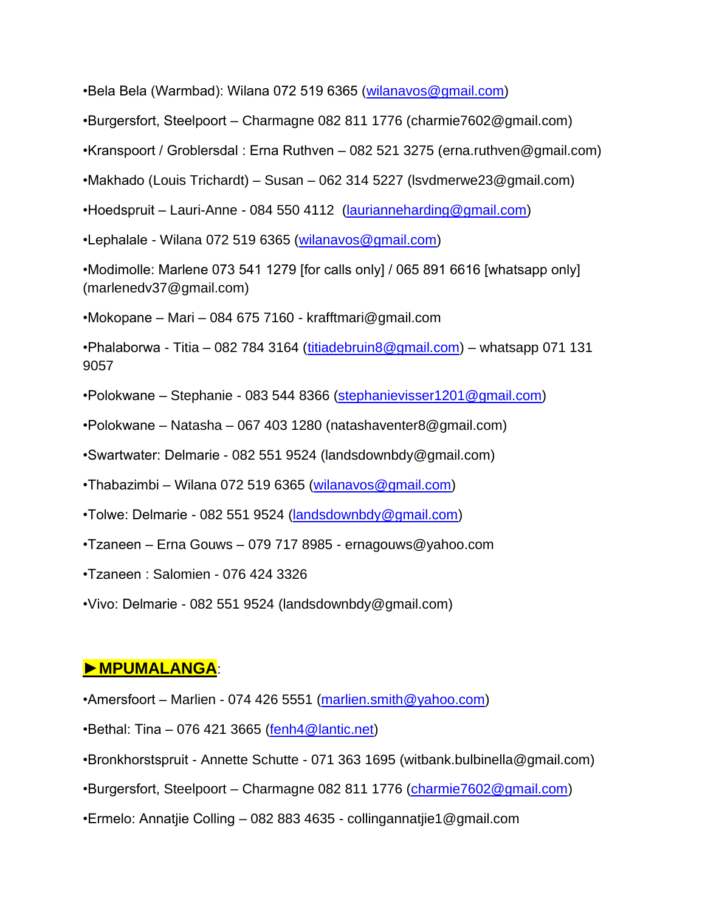•Bela Bela (Warmbad): Wilana 072 519 6365 (wilanavos@gmail.com)

•Burgersfort, Steelpoort – Charmagne 082 811 1776 (charmie7602@gmail.com)

•Kranspoort / Groblersdal : Erna Ruthven – 082 521 3275 (erna.ruthven@gmail.com)

•Makhado (Louis Trichardt) – Susan – 062 314 5227 (lsvdmerwe23@gmail.com)

•Hoedspruit – Lauri-Anne - 084 550 4112  (laurianneharding@gmail.com)

•Lephalale - Wilana 072 519 6365 (wilanavos@gmail.com)

•Modimolle: Marlene 073 541 1279 [for calls only] / 065 891 6616 [whatsapp only] (marlenedv37@gmail.com)

•Mokopane – Mari – 084 675 7160 - krafftmari@gmail.com

•Phalaborwa - Titia – 082 784 3164 (titiadebruin8@gmail.com) – whatsapp 071 131 9057

•Polokwane – Stephanie - 083 544 8366 (stephanievisser1201@gmail.com)

•Polokwane – Natasha – 067 403 1280 (natashaventer8@gmail.com)

•Swartwater: Delmarie - 082 551 9524 (landsdownbdy@gmail.com)

•Thabazimbi – Wilana 072 519 6365 (wilanavos@gmail.com)

•Tolwe: Delmarie - 082 551 9524 (landsdownbdy@gmail.com)

•Tzaneen – Erna Gouws – 079 717 8985 - ernagouws@yahoo.com

•Tzaneen : Salomien - 076 424 3326

•Vivo: Delmarie - 082 551 9524 (landsdownbdy@gmail.com)

## ►MPUMALANGA:

•Amersfoort – Marlien - 074 426 5551 (marlien.smith@yahoo.com)

•Bethal: Tina – 076 421 3665 (fenh4@lantic.net)

•Bronkhorstspruit - Annette Schutte - 071 363 1695 (witbank.bulbinella@gmail.com)

•Burgersfort, Steelpoort – Charmagne 082 811 1776 (charmie7602@gmail.com)

•Ermelo: Annatjie Colling – 082 883 4635 - collingannatjie1@gmail.com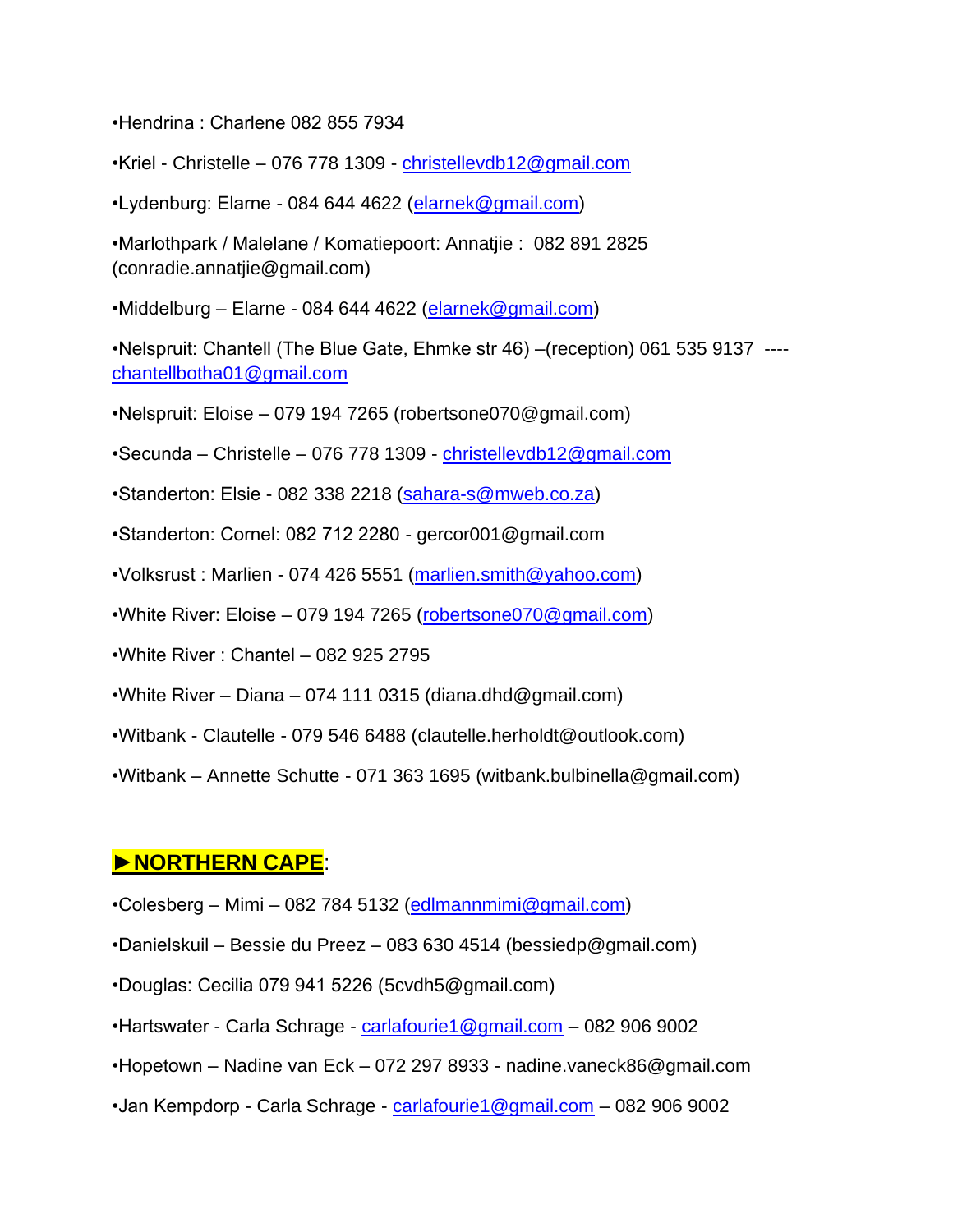•Hendrina : Charlene 082 855 7934

•Kriel - Christelle – 076 778 1309 - christellevdb12@gmail.com

•Lydenburg: Elarne - 084 644 4622 (elarnek@gmail.com)

•Marlothpark / Malelane / Komatiepoort: Annatjie : 082 891 2825 (conradie.annatjie@gmail.com)

•Middelburg – Elarne - 084 644 4622 (elarnek@gmail.com)

•Nelspruit: Chantell (The Blue Gate, Ehmke str 46) –(reception) 061 535 9137 ---- chantellbotha01@gmail.com

•Nelspruit: Eloise – 079 194 7265 (robertsone070@gmail.com)

•Secunda – Christelle – 076 778 1309 - christellevdb12@gmail.com

•Standerton: Elsie - 082 338 2218 (sahara-s@mweb.co.za)

•Standerton: Cornel: 082 712 2280 - gercor001@gmail.com

•Volksrust : Marlien - 074 426 5551 (marlien.smith@yahoo.com)

•White River: Eloise – 079 194 7265 (robertsone070@gmail.com)

•White River : Chantel – 082 925 2795

•White River – Diana – 074 111 0315 (diana.dhd@gmail.com)

•Witbank - Clautelle - 079 546 6488 (clautelle.herholdt@outlook.com)

•Witbank – Annette Schutte - 071 363 1695 (witbank.bulbinella@gmail.com)

## ►NORTHERN CAPE:

•Colesberg – Mimi – 082 784 5132 (edlmannmimi@gmail.com)

•Danielskuil – Bessie du Preez – 083 630 4514 (bessiedp@gmail.com)

•Douglas: Cecilia 079 941 5226 (5cvdh5@gmail.com)

•Hartswater - Carla Schrage - carlafourie1@gmail.com – 082 906 9002

•Hopetown – Nadine van Eck – 072 297 8933 - nadine.vaneck86@gmail.com

•Jan Kempdorp - Carla Schrage - carlafourie1@gmail.com – 082 906 9002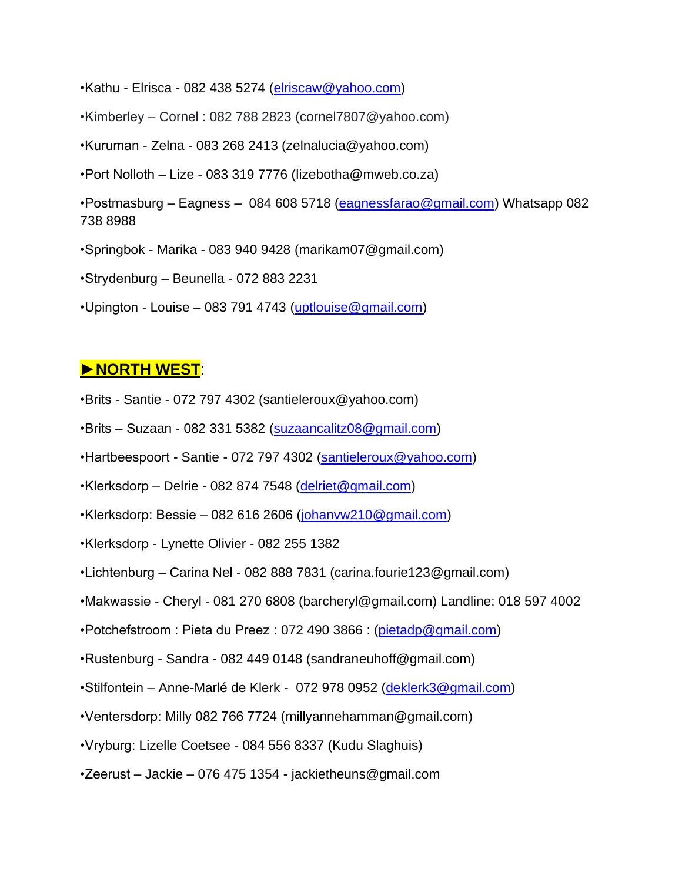•Kathu - Elrisca - 082 438 5274 (elriscaw@yahoo.com)

•Kimberley – Cornel : 082 788 2823 (cornel7807@yahoo.com)

•Kuruman - Zelna - 083 268 2413 (zelnalucia@yahoo.com)

•Port Nolloth – Lize - 083 319 7776 (lizebotha@mweb.co.za)

•Postmasburg – Eagness – 084 608 5718 (eagnessfarao@gmail.com) Whatsapp 082 738 8988

•Springbok - Marika - 083 940 9428 (marikam07@gmail.com)

•Strydenburg – Beunella - 072 883 2231

•Upington - Louise – 083 791 4743 (uptlouise@gmail.com)

**►NORTH WEST**:

•Brits - Santie - 072 797 4302 (santieleroux@yahoo.com)

•Brits – Suzaan - 082 331 5382 (suzaancalitz08@gmail.com)

•Hartbeespoort - Santie - 072 797 4302 (santieleroux@yahoo.com)

•Klerksdorp – Delrie - 082 874 7548 (delriet@gmail.com)

•Klerksdorp: Bessie – 082 616 2606 (johanvw210@gmail.com)

•Klerksdorp - Lynette Olivier - 082 255 1382

•Lichtenburg – Carina Nel - 082 888 7831 (carina.fourie123@gmail.com)

•Makwassie - Cheryl - 081 270 6808 (barcheryl@gmail.com) Landline: 018 597 4002

•Potchefstroom : Pieta du Preez : 072 490 3866 : (pietadp@gmail.com)

•Rustenburg - Sandra - 082 449 0148 (sandraneuhoff@gmail.com)

•Stilfontein – Anne-Marlé de Klerk - 072 978 0952 (deklerk3@gmail.com)

•Ventersdorp: Milly 082 766 7724 (millyannehamman@gmail.com)

•Vryburg: Lizelle Coetsee - 084 556 8337 (Kudu Slaghuis)

•Zeerust – Jackie – 076 475 1354 - jackietheuns@gmail.com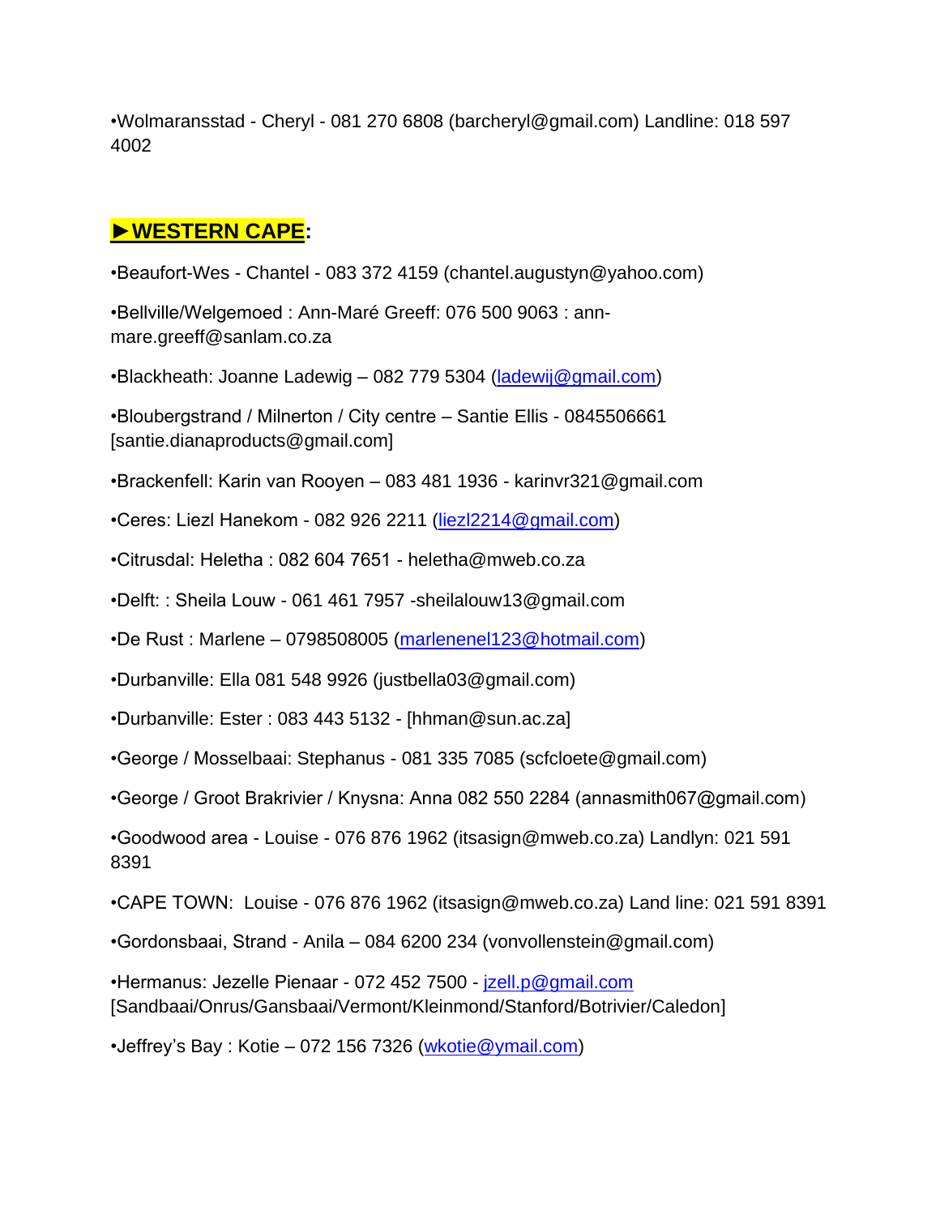•Wolmaransstad - Cheryl - 081 270 6808 (barcheryl@gmail.com) Landline: 018 597 4002

## ►**WESTERN CAPE**:

•Beaufort-Wes - Chantel - 083 372 4159 (chantel.augustyn@yahoo.com)

•Bellville/Welgemoed : Ann-Maré Greeff: 076 500 9063 : ann-mare.greeff@sanlam.co.za

•Blackheath: Joanne Ladewig – 082 779 5304 (ladewij@gmail.com)

•Bloubergstrand / Milnerton / City centre – Santie Ellis - 0845506661 [santie.dianaproducts@gmail.com]

•Brackenfell: Karin van Rooyen – 083 481 1936 - karinvr321@gmail.com

•Ceres: Liezl Hanekom - 082 926 2211 (liezl2214@gmail.com)

•Citrusdal: Heletha : 082 604 7651 - heletha@mweb.co.za

•Delft: : Sheila Louw - 061 461 7957 -sheilalouw13@gmail.com

•De Rust : Marlene – 0798508005 (marlenenel123@hotmail.com)

•Durbanville: Ella 081 548 9926 (justbella03@gmail.com)

•Durbanville: Ester : 083 443 5132 - [hhman@sun.ac.za]

•George / Mosselbaai: Stephanus - 081 335 7085 (scfcloete@gmail.com)

•George / Groot Brakrivier / Knysna: Anna 082 550 2284 (annasmith067@gmail.com)

•Goodwood area - Louise - 076 876 1962 (itsasign@mweb.co.za) Landlyn: 021 591 8391

•CAPE TOWN: Louise - 076 876 1962 (itsasign@mweb.co.za) Land line: 021 591 8391

•Gordonsbaai, Strand - Anila – 084 6200 234 (vonvollenstein@gmail.com)

•Hermanus: Jezelle Pienaar - 072 452 7500 - jzell.p@gmail.com [Sandbaai/Onrus/Gansbaai/Vermont/Kleinmond/Stanford/Botrivier/Caledon]

•Jeffrey's Bay : Kotie – 072 156 7326 (wkotie@ymail.com)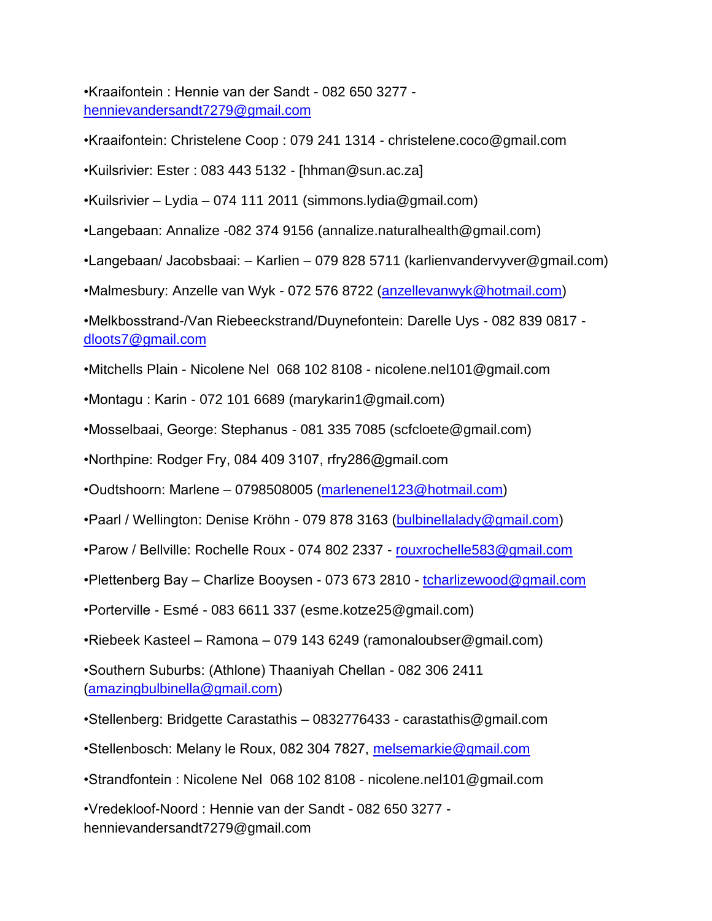•Kraaifontein : Hennie van der Sandt - 082 650 3277 - hennievandersandt7279@gmail.com

•Kraaifontein: Christelene Coop : 079 241 1314 - christelene.coco@gmail.com

•Kuilsrivier: Ester : 083 443 5132 - [hhman@sun.ac.za]

•Kuilsrivier – Lydia – 074 111 2011 (simmons.lydia@gmail.com)

•Langebaan: Annalize -082 374 9156 (annalize.naturalhealth@gmail.com)

•Langebaan/ Jacobsbaai: – Karlien – 079 828 5711 (karlienvandervyver@gmail.com)

•Malmesbury: Anzelle van Wyk - 072 576 8722 (anzellevanwyk@hotmail.com)

•Melkbosstrand-/Van Riebeeckstrand/Duynefontein: Darelle Uys - 082 839 0817 - dloots7@gmail.com

•Mitchells Plain - Nicolene Nel 068 102 8108 - nicolene.nel101@gmail.com

•Montagu : Karin - 072 101 6689 (marykarin1@gmail.com)

•Mosselbaai, George: Stephanus - 081 335 7085 (scfcloete@gmail.com)

•Northpine: Rodger Fry, 084 409 3107, rfry286@gmail.com

•Oudtshoorn: Marlene – 0798508005 (marlenenel123@hotmail.com)

•Paarl / Wellington: Denise Kröhn - 079 878 3163 (bulbinellalady@gmail.com)

•Parow / Bellville: Rochelle Roux - 074 802 2337 - rouxrochelle583@gmail.com

•Plettenberg Bay – Charlize Booysen - 073 673 2810 - tcharlizewood@gmail.com

•Porterville - Esmé - 083 6611 337 (esme.kotze25@gmail.com)

•Riebeek Kasteel – Ramona – 079 143 6249 (ramonaloubser@gmail.com)

•Southern Suburbs: (Athlone) Thaaniyah Chellan - 082 306 2411 (amazingbulbinella@gmail.com)

•Stellenberg: Bridgette Carastathis – 0832776433 - carastathis@gmail.com

•Stellenbosch: Melany le Roux, 082 304 7827, melsemarkie@gmail.com

•Strandfontein : Nicolene Nel 068 102 8108 - nicolene.nel101@gmail.com

•Vredekloof-Noord : Hennie van der Sandt - 082 650 3277 - hennievandersandt7279@gmail.com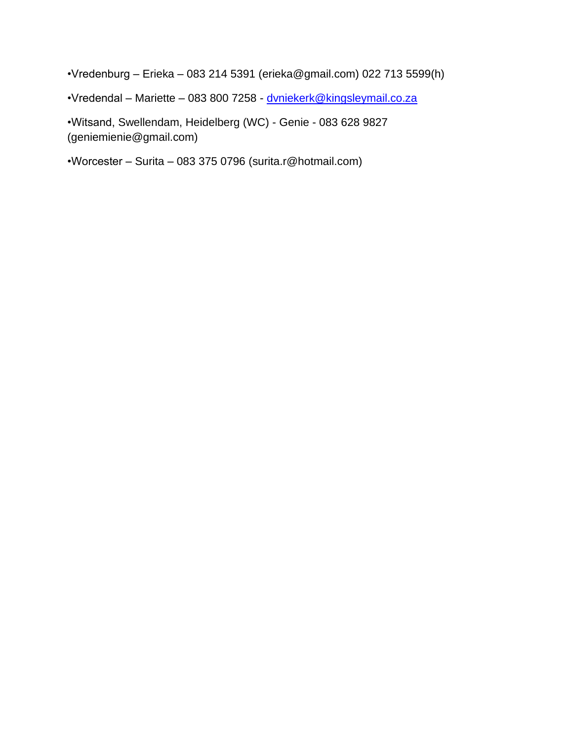•Vredenburg – Erieka – 083 214 5391 (erieka@gmail.com) 022 713 5599(h)

•Vredendal – Mariette – 083 800 7258 - dvniekerk@kingsleymail.co.za

•Witsand, Swellendam, Heidelberg (WC) - Genie - 083 628 9827 (geniemienie@gmail.com)

•Worcester – Surita – 083 375 0796 (surita.r@hotmail.com)